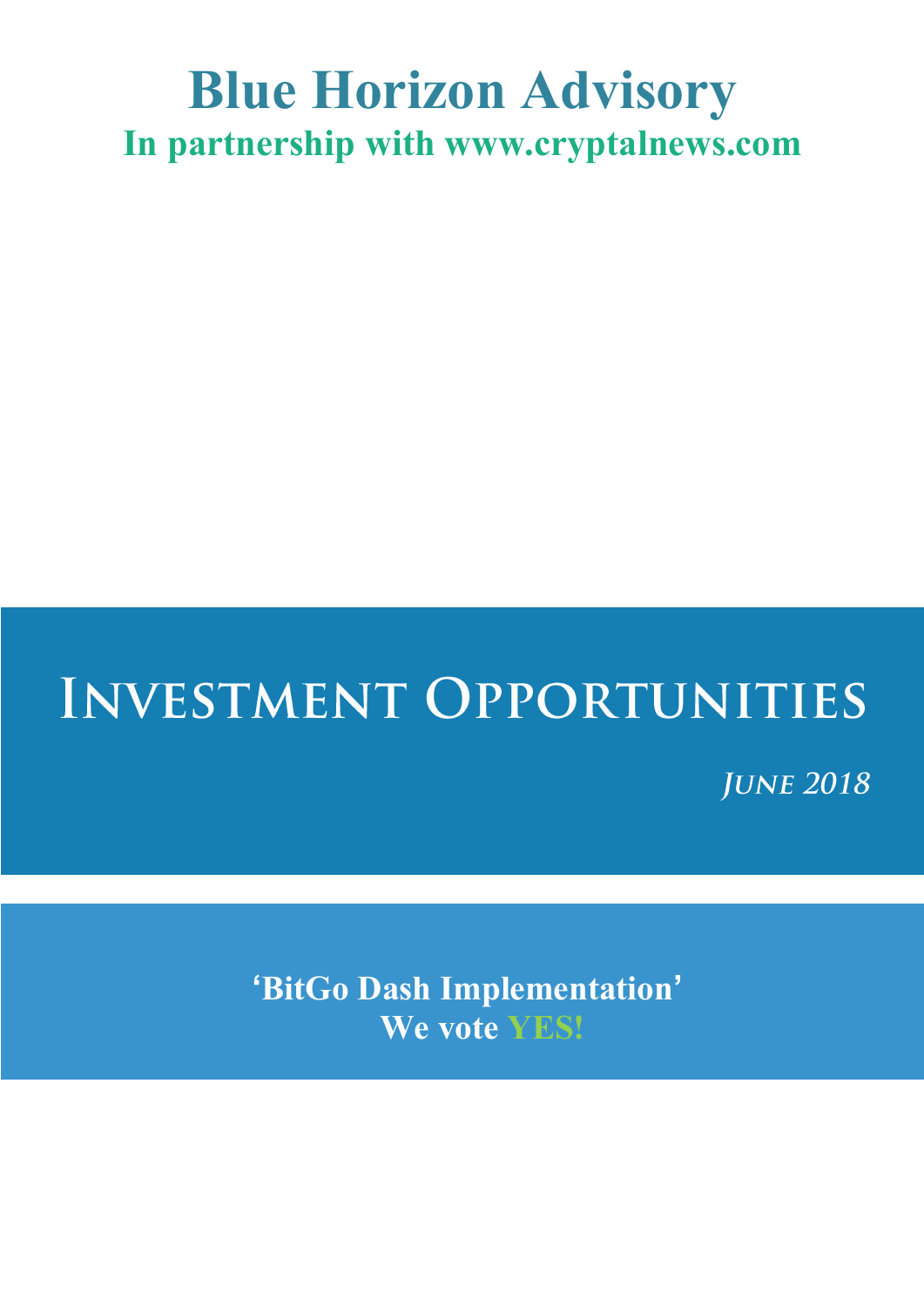# Blue Horizon Advisory

**In partnership with www.cryptalnews.com**

# Investment Opportunities

***June 2018***

**‘BitGo Dash Implementation’**
**We vote YES!**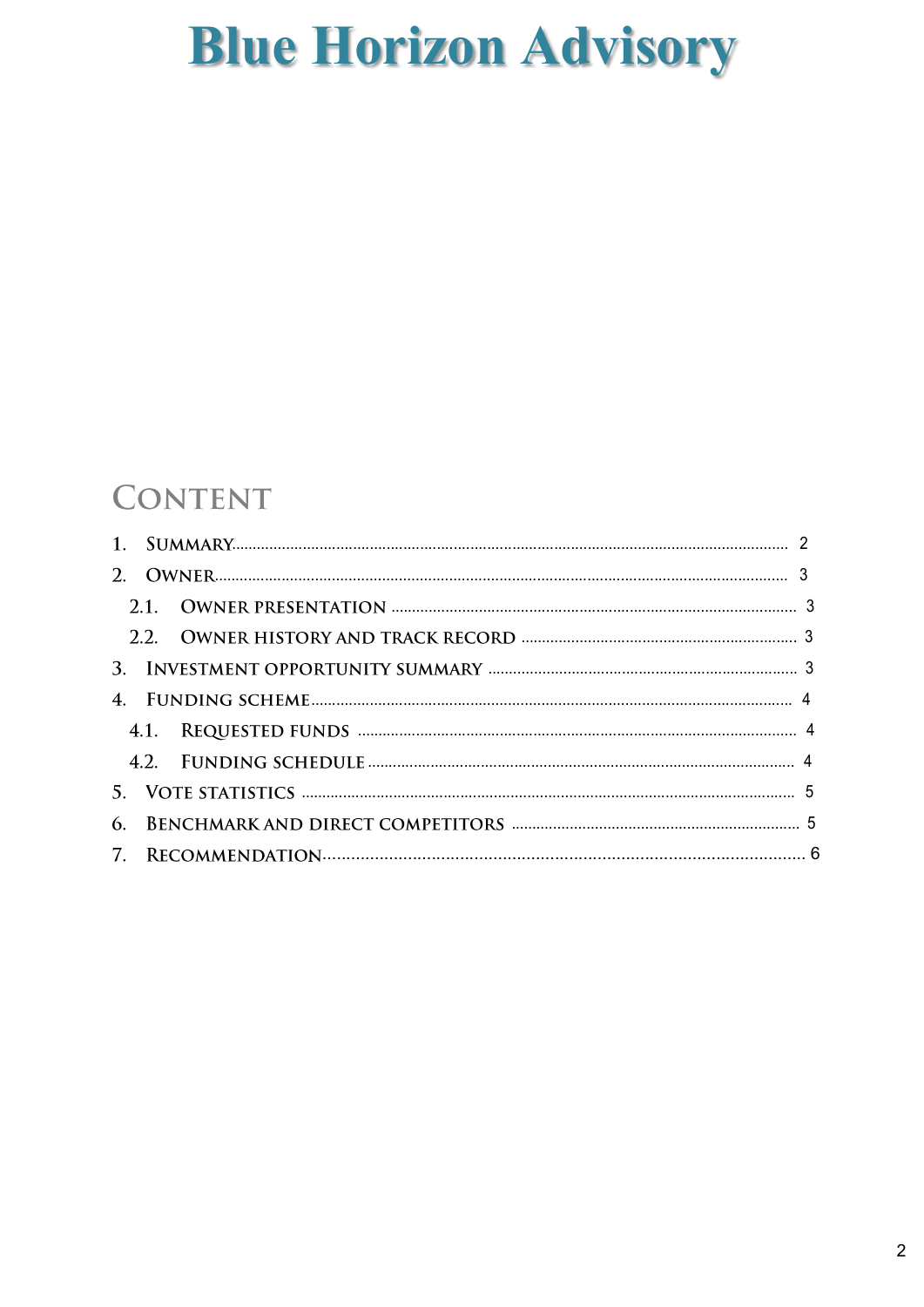# Blue Horizon Advisory

## Content

1. Summary ........ 2
2. Owner ........ 3
   - 2.1. Owner presentation ........ 3
   - 2.2. Owner history and track record ........ 3
3. Investment opportunity summary ........ 3
4. Funding scheme ........ 4
   - 4.1. Requested funds ........ 4
   - 4.2. Funding schedule ........ 4
5. Vote statistics ........ 5
6. Benchmark and direct competitors ........ 5
7. Recommendation ........ 6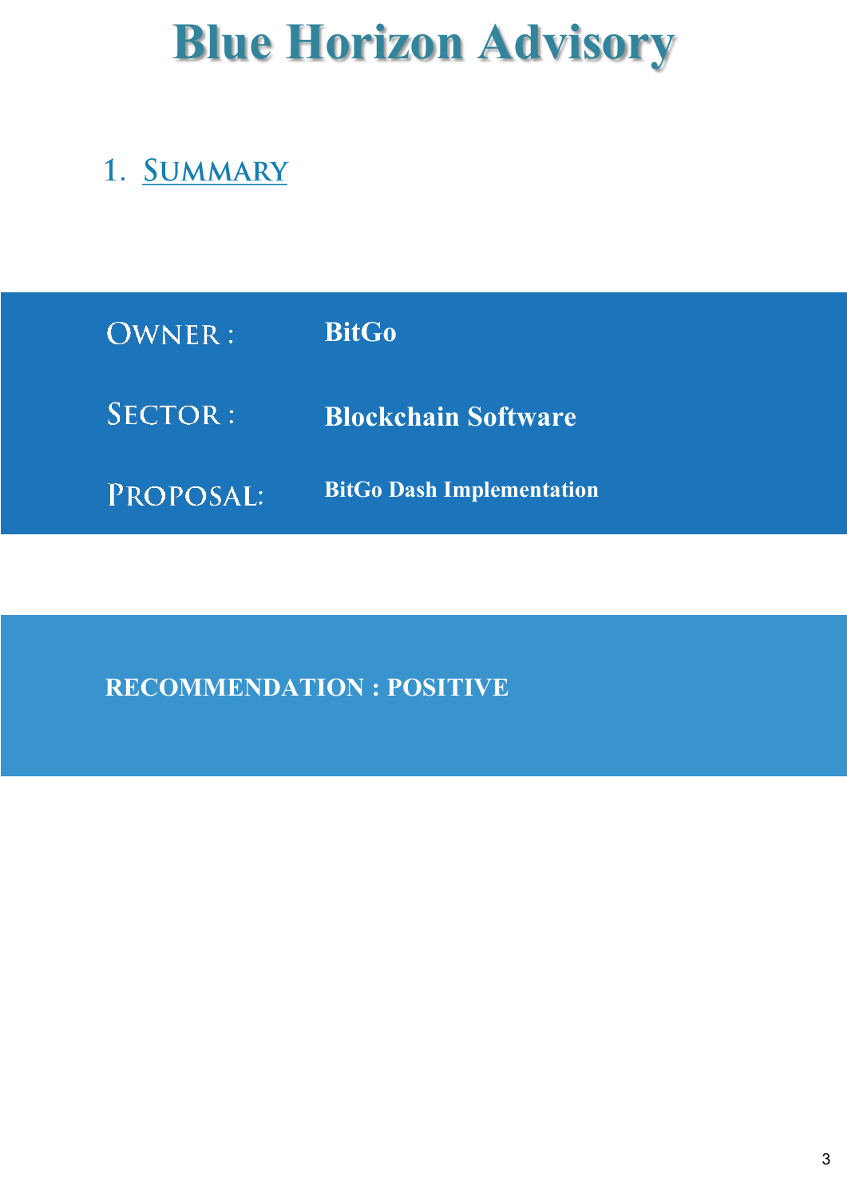# Blue Horizon Advisory

## 1. Summary

| | |
|---|---|
| **OWNER :** | **BitGo** |
| **SECTOR :** | **Blockchain Software** |
| **PROPOSAL:** | **BitGo Dash Implementation** |

**RECOMMENDATION : POSITIVE**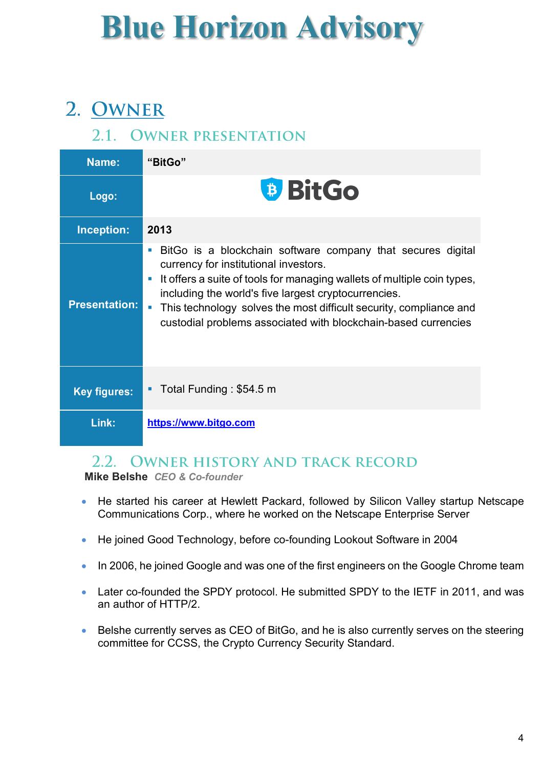# Blue Horizon Advisory

## 2. Owner

### 2.1. Owner presentation

| Name: | “BitGo” |
|---|---|
| Logo: | BitGo |
| Inception: | 2013 |
| Presentation: | ▪ BitGo is a blockchain software company that secures digital currency for institutional investors.<br>▪ It offers a suite of tools for managing wallets of multiple coin types, including the world's five largest cryptocurrencies.<br>▪ This technology solves the most difficult security, compliance and custodial problems associated with blockchain-based currencies |
| Key figures: | ▪ Total Funding : $54.5 m |
| Link: | https://www.bitgo.com |

### 2.2. Owner history and track record

**Mike Belshe** *CEO & Co-founder*

- He started his career at Hewlett Packard, followed by Silicon Valley startup Netscape Communications Corp., where he worked on the Netscape Enterprise Server
- He joined Good Technology, before co-founding Lookout Software in 2004
- In 2006, he joined Google and was one of the first engineers on the Google Chrome team
- Later co-founded the SPDY protocol. He submitted SPDY to the IETF in 2011, and was an author of HTTP/2.
- Belshe currently serves as CEO of BitGo, and he is also currently serves on the steering committee for CCSS, the Crypto Currency Security Standard.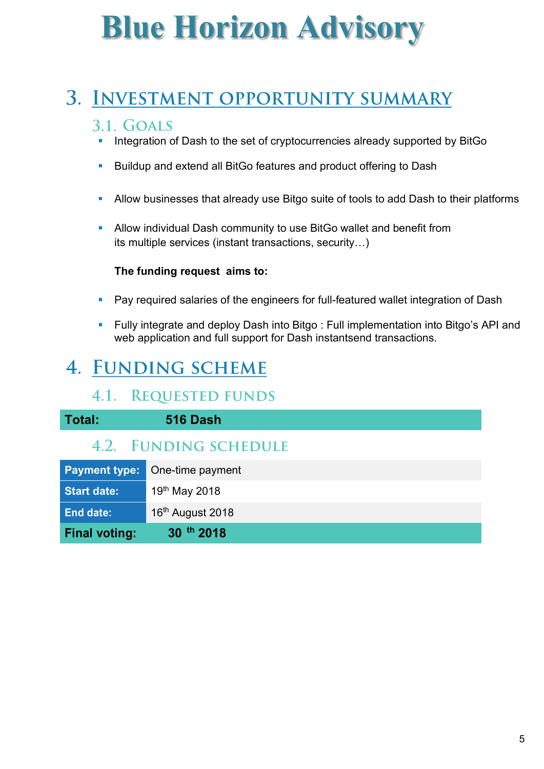# Blue Horizon Advisory

## 3. Investment opportunity summary

### 3.1. Goals

- Integration of Dash to the set of cryptocurrencies already supported by BitGo
- Buildup and extend all BitGo features and product offering to Dash
- Allow businesses that already use Bitgo suite of tools to add Dash to their platforms
- Allow individual Dash community to use BitGo wallet and benefit from its multiple services (instant transactions, security…)

**The funding request aims to:**

- Pay required salaries of the engineers for full-featured wallet integration of Dash
- Fully integrate and deploy Dash into Bitgo : Full implementation into Bitgo's API and web application and full support for Dash instantsend transactions.

## 4. Funding scheme

### 4.1. Requested funds

| **Total:** | **516 Dash** |
|---|---|

### 4.2. Funding schedule

| **Payment type:** | One-time payment |
|---|---|
| **Start date:** | 19th May 2018 |
| **End date:** | 16th August 2018 |
| **Final voting:** | **30 th 2018** |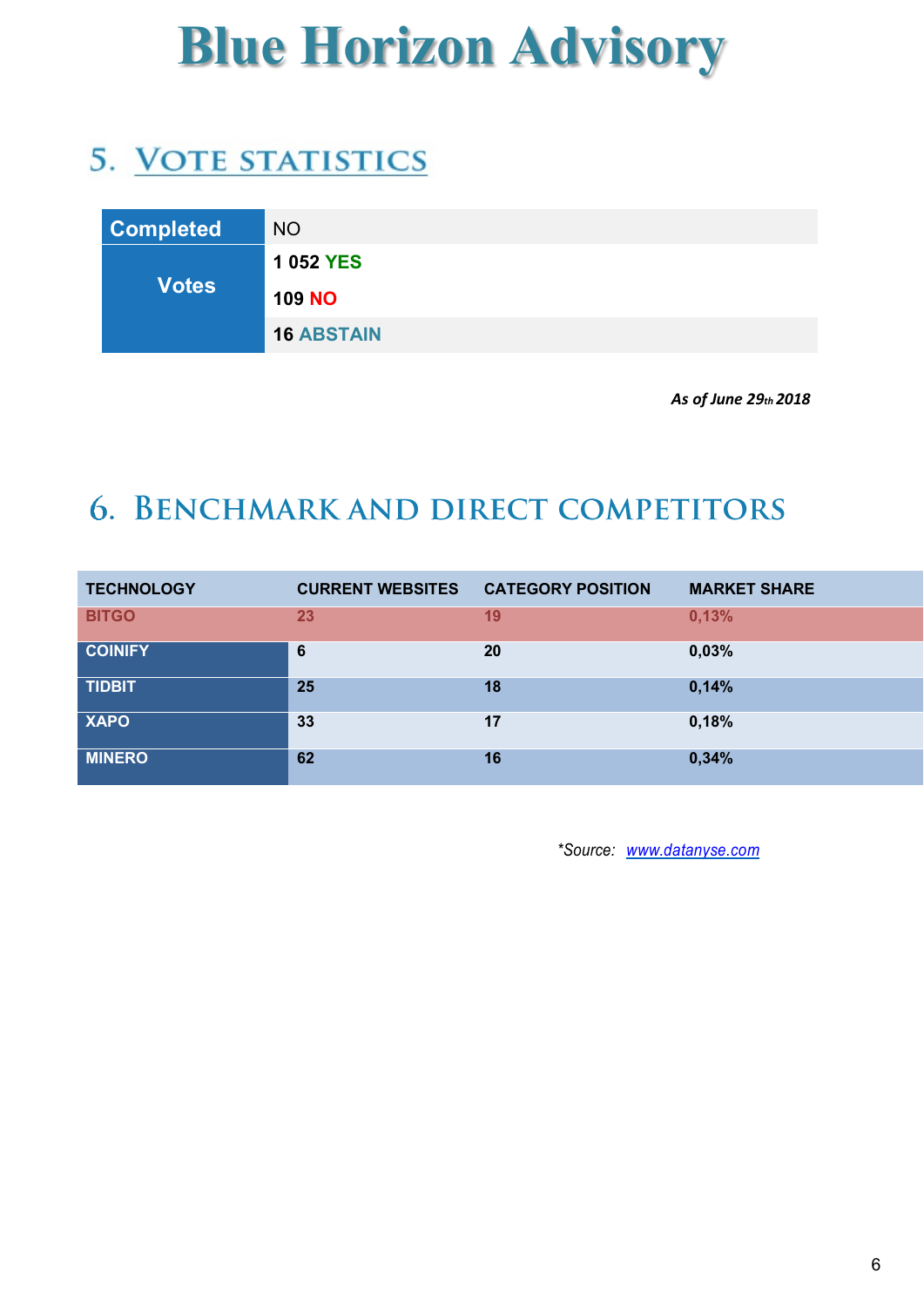# Blue Horizon Advisory

## 5. Vote statistics

| Completed | NO |
|---|---|
| Votes | 1 052 YES |
| | 109 NO |
| | 16 ABSTAIN |

*As of June 29th 2018*

## 6. Benchmark and direct competitors

| TECHNOLOGY | CURRENT WEBSITES | CATEGORY POSITION | MARKET SHARE |
|---|---|---|---|
| BITGO | 23 | 19 | 0,13% |
| COINIFY | 6 | 20 | 0,03% |
| TIDBIT | 25 | 18 | 0,14% |
| XAPO | 33 | 17 | 0,18% |
| MINERO | 62 | 16 | 0,34% |

**Source:* www.datanyse.com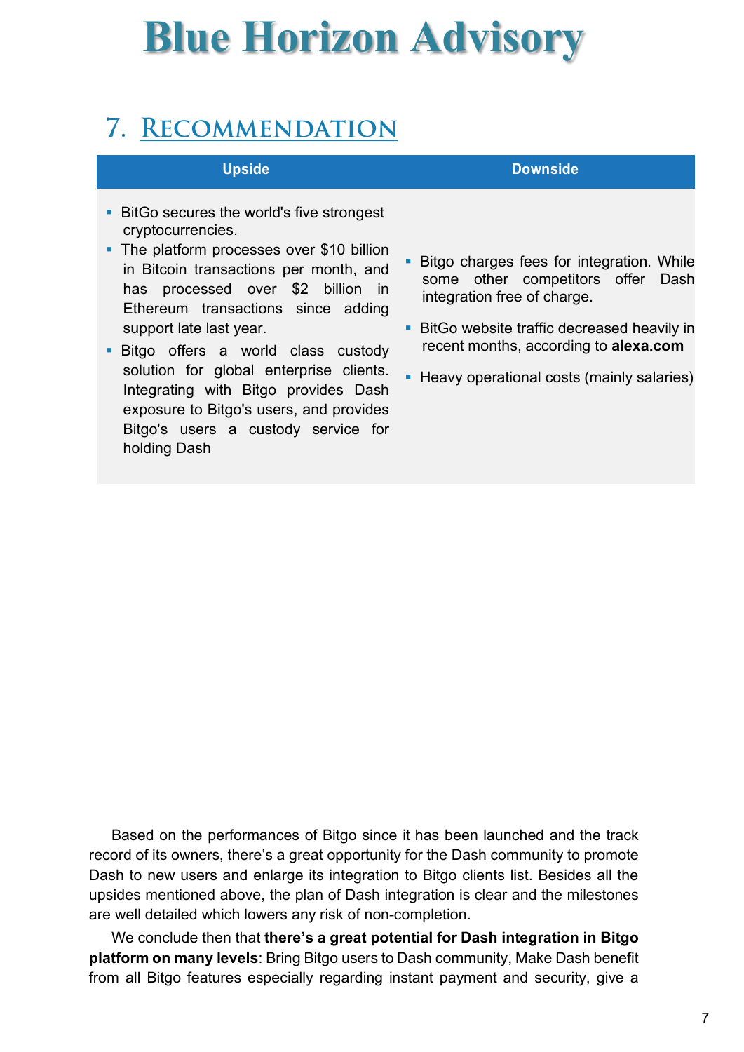## 7. Recommendation

| Upside | Downside |
|---|---|
| ▪ BitGo secures the world's five strongest cryptocurrencies.<br>▪ The platform processes over $10 billion in Bitcoin transactions per month, and has processed over $2 billion in Ethereum transactions since adding support late last year.<br>▪ Bitgo offers a world class custody solution for global enterprise clients. Integrating with Bitgo provides Dash exposure to Bitgo's users, and provides Bitgo's users a custody service for holding Dash | ▪ Bitgo charges fees for integration. While some other competitors offer Dash integration free of charge.<br>▪ BitGo website traffic decreased heavily in recent months, according to **alexa.com**<br>▪ Heavy operational costs (mainly salaries) |

Based on the performances of Bitgo since it has been launched and the track record of its owners, there's a great opportunity for the Dash community to promote Dash to new users and enlarge its integration to Bitgo clients list. Besides all the upsides mentioned above, the plan of Dash integration is clear and the milestones are well detailed which lowers any risk of non-completion.

We conclude then that **there's a great potential for Dash integration in Bitgo platform on many levels**: Bring Bitgo users to Dash community, Make Dash benefit from all Bitgo features especially regarding instant payment and security, give a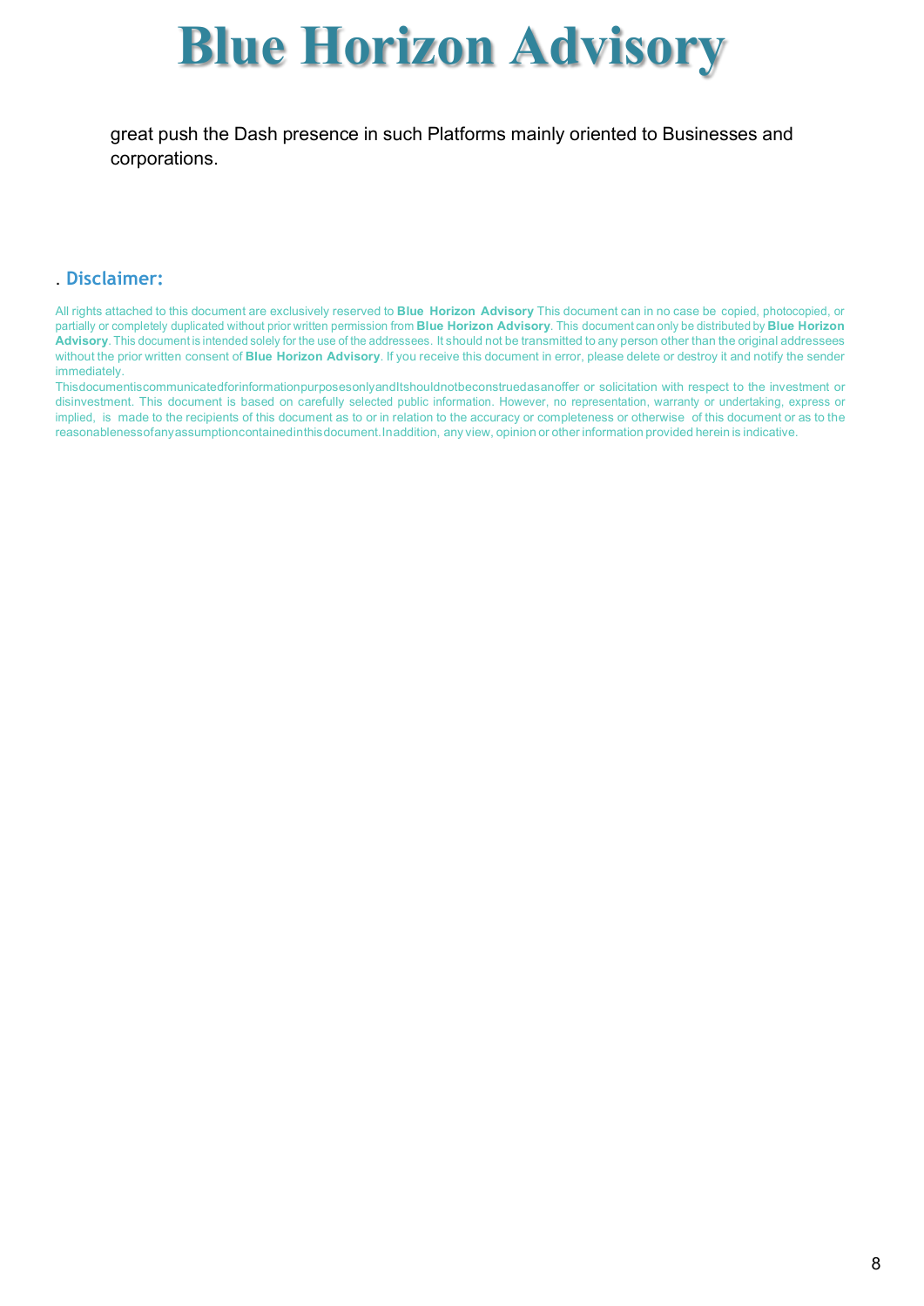great push the Dash presence in such Platforms mainly oriented to Businesses and corporations.

## . Disclaimer:

All rights attached to this document are exclusively reserved to **Blue Horizon Advisory** This document can in no case be copied, photocopied, or partially or completely duplicated without prior written permission from **Blue Horizon Advisory**. This document can only be distributed by **Blue Horizon Advisory**. This document is intended solely for the use of the addressees. It should not be transmitted to any person other than the original addressees without the prior written consent of **Blue Horizon Advisory**. If you receive this document in error, please delete or destroy it and notify the sender immediately.

Thisdocumentiscommunicatedforinformationpurposesonlyandltshouldnotbeconstruedasanoffer or solicitation with respect to the investment or disinvestment. This document is based on carefully selected public information. However, no representation, warranty or undertaking, express or implied, is made to the recipients of this document as to or in relation to the accuracy or completeness or otherwise of this document or as to the reasonablenessofanyassumptioncontainedinthisdocument.Inaddition, any view, opinion or other information provided herein is indicative.